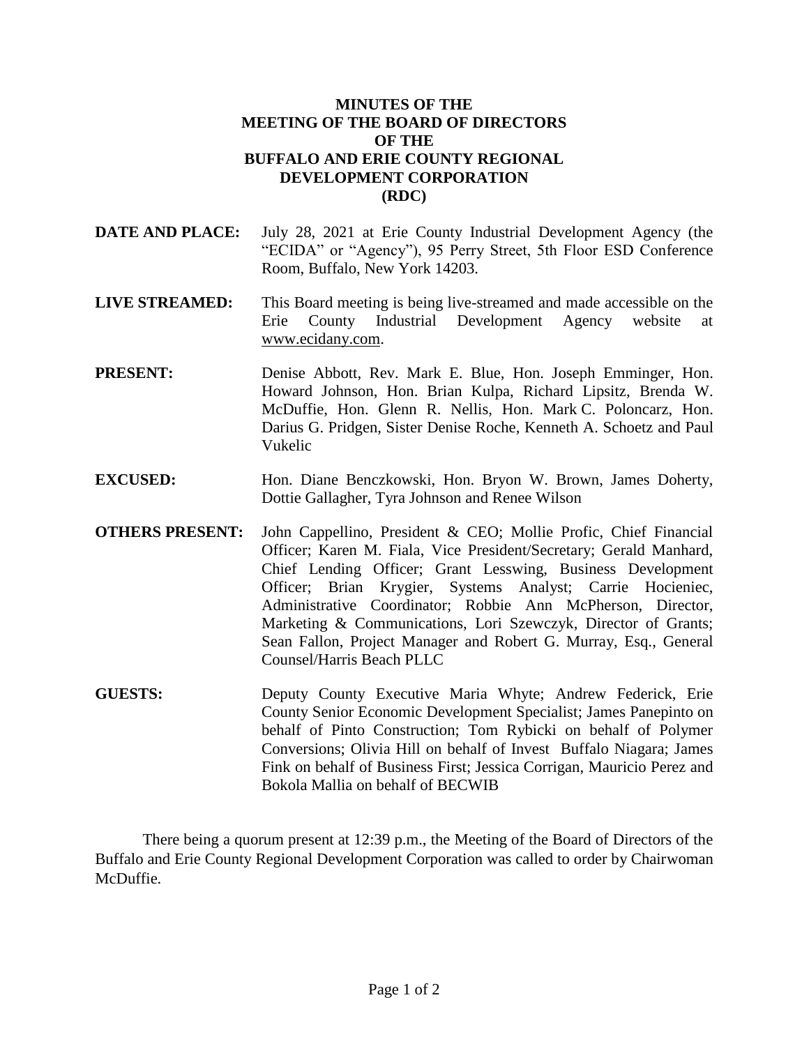# MINUTES OF THE MEETING OF THE BOARD OF DIRECTORS OF THE BUFFALO AND ERIE COUNTY REGIONAL DEVELOPMENT CORPORATION (RDC)

**DATE AND PLACE:** July 28, 2021 at Erie County Industrial Development Agency (the "ECIDA" or "Agency"), 95 Perry Street, 5th Floor ESD Conference Room, Buffalo, New York 14203.

**LIVE STREAMED:** This Board meeting is being live-streamed and made accessible on the Erie County Industrial Development Agency website at www.ecidany.com.

**PRESENT:** Denise Abbott, Rev. Mark E. Blue, Hon. Joseph Emminger, Hon. Howard Johnson, Hon. Brian Kulpa, Richard Lipsitz, Brenda W. McDuffie, Hon. Glenn R. Nellis, Hon. Mark C. Poloncarz, Hon. Darius G. Pridgen, Sister Denise Roche, Kenneth A. Schoetz and Paul Vukelic

**EXCUSED:** Hon. Diane Benczkowski, Hon. Bryon W. Brown, James Doherty, Dottie Gallagher, Tyra Johnson and Renee Wilson

**OTHERS PRESENT:** John Cappellino, President & CEO; Mollie Profic, Chief Financial Officer; Karen M. Fiala, Vice President/Secretary; Gerald Manhard, Chief Lending Officer; Grant Lesswing, Business Development Officer; Brian Krygier, Systems Analyst; Carrie Hocieniec, Administrative Coordinator; Robbie Ann McPherson, Director, Marketing & Communications, Lori Szewczyk, Director of Grants; Sean Fallon, Project Manager and Robert G. Murray, Esq., General Counsel/Harris Beach PLLC

**GUESTS:** Deputy County Executive Maria Whyte; Andrew Federick, Erie County Senior Economic Development Specialist; James Panepinto on behalf of Pinto Construction; Tom Rybicki on behalf of Polymer Conversions; Olivia Hill on behalf of Invest Buffalo Niagara; James Fink on behalf of Business First; Jessica Corrigan, Mauricio Perez and Bokola Mallia on behalf of BECWIB

There being a quorum present at 12:39 p.m., the Meeting of the Board of Directors of the Buffalo and Erie County Regional Development Corporation was called to order by Chairwoman McDuffie.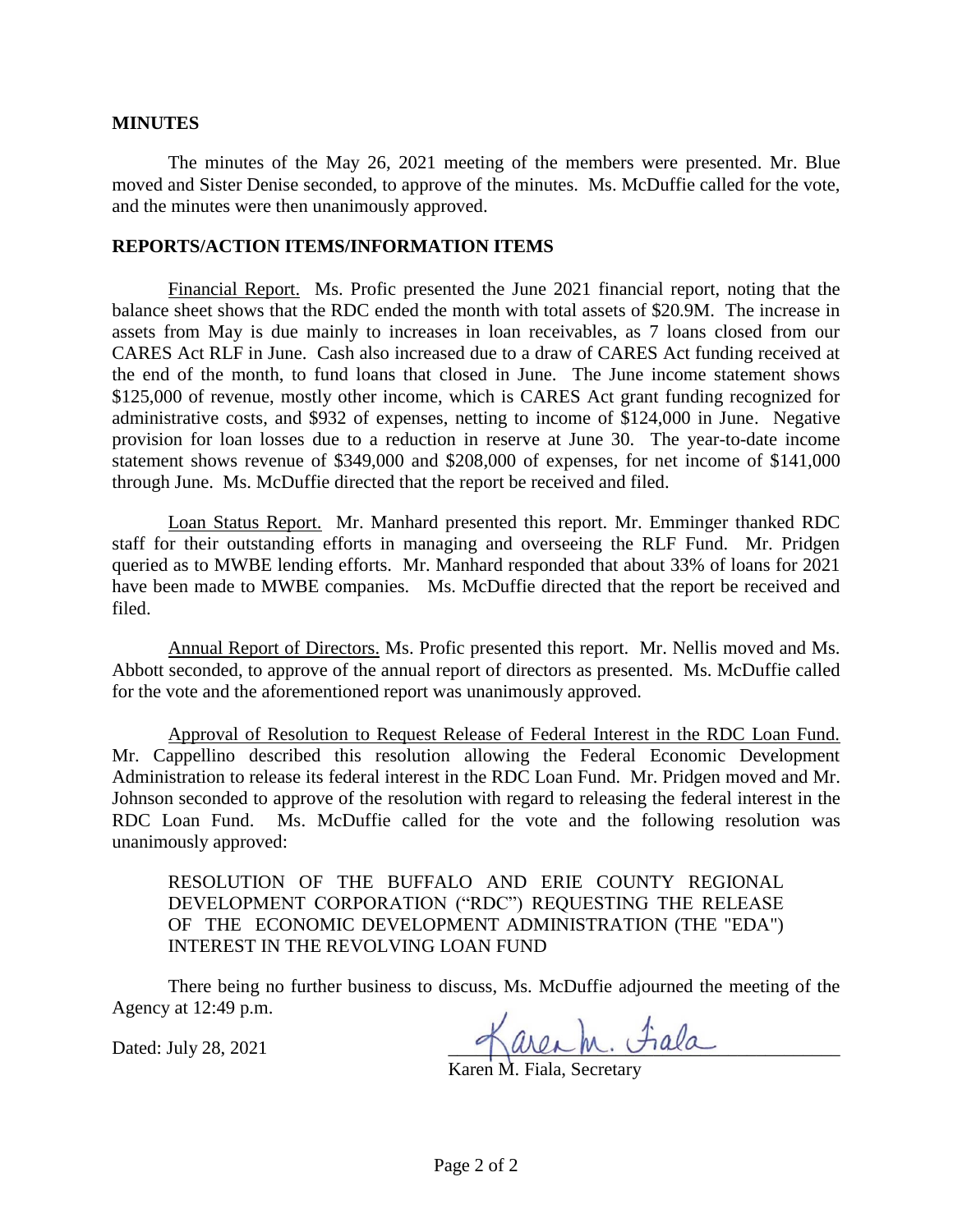**MINUTES**

The minutes of the May 26, 2021 meeting of the members were presented. Mr. Blue moved and Sister Denise seconded, to approve of the minutes. Ms. McDuffie called for the vote, and the minutes were then unanimously approved.

**REPORTS/ACTION ITEMS/INFORMATION ITEMS**

Financial Report. Ms. Profic presented the June 2021 financial report, noting that the balance sheet shows that the RDC ended the month with total assets of $20.9M. The increase in assets from May is due mainly to increases in loan receivables, as 7 loans closed from our CARES Act RLF in June. Cash also increased due to a draw of CARES Act funding received at the end of the month, to fund loans that closed in June. The June income statement shows $125,000 of revenue, mostly other income, which is CARES Act grant funding recognized for administrative costs, and $932 of expenses, netting to income of $124,000 in June. Negative provision for loan losses due to a reduction in reserve at June 30. The year-to-date income statement shows revenue of $349,000 and $208,000 of expenses, for net income of $141,000 through June. Ms. McDuffie directed that the report be received and filed.

Loan Status Report. Mr. Manhard presented this report. Mr. Emminger thanked RDC staff for their outstanding efforts in managing and overseeing the RLF Fund. Mr. Pridgen queried as to MWBE lending efforts. Mr. Manhard responded that about 33% of loans for 2021 have been made to MWBE companies. Ms. McDuffie directed that the report be received and filed.

Annual Report of Directors. Ms. Profic presented this report. Mr. Nellis moved and Ms. Abbott seconded, to approve of the annual report of directors as presented. Ms. McDuffie called for the vote and the aforementioned report was unanimously approved.

Approval of Resolution to Request Release of Federal Interest in the RDC Loan Fund. Mr. Cappellino described this resolution allowing the Federal Economic Development Administration to release its federal interest in the RDC Loan Fund. Mr. Pridgen moved and Mr. Johnson seconded to approve of the resolution with regard to releasing the federal interest in the RDC Loan Fund. Ms. McDuffie called for the vote and the following resolution was unanimously approved:

> RESOLUTION OF THE BUFFALO AND ERIE COUNTY REGIONAL DEVELOPMENT CORPORATION ("RDC") REQUESTING THE RELEASE OF THE ECONOMIC DEVELOPMENT ADMINISTRATION (THE "EDA") INTEREST IN THE REVOLVING LOAN FUND

There being no further business to discuss, Ms. McDuffie adjourned the meeting of the Agency at 12:49 p.m.

Dated: July 28, 2021

Karen M. Fiala

Karen M. Fiala, Secretary